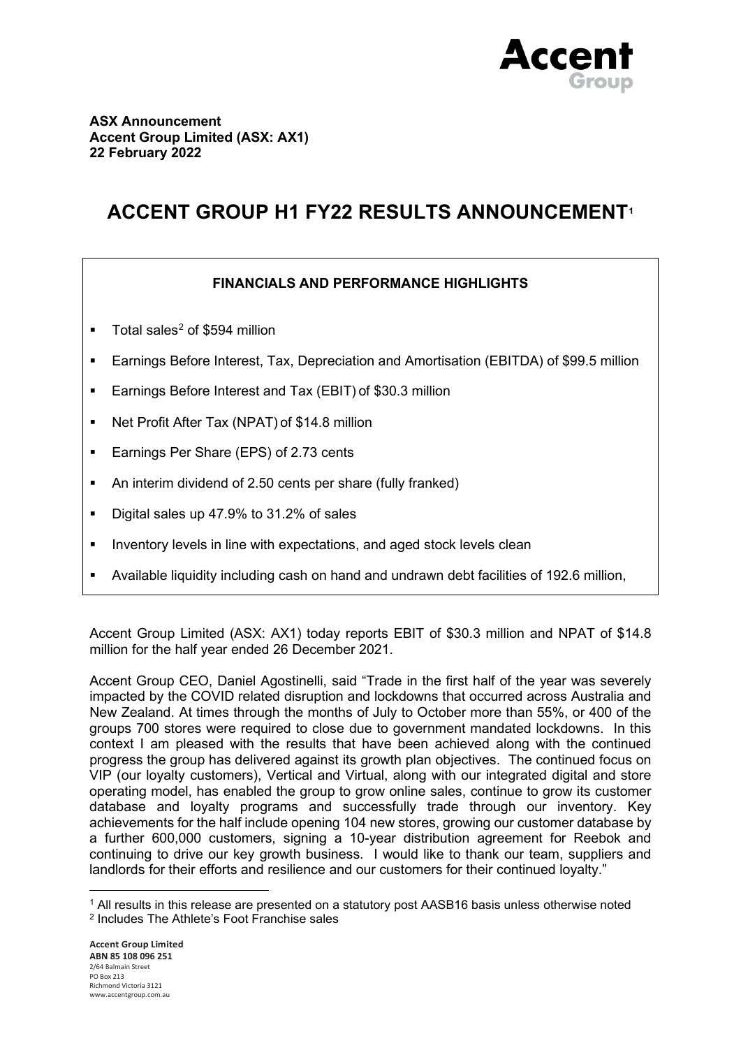**ASX Announcement**
**Accent Group Limited (ASX: AX1)**
**22 February 2022**

# ACCENT GROUP H1 FY22 RESULTS ANNOUNCEMENT[1]

## FINANCIALS AND PERFORMANCE HIGHLIGHTS

- Total sales[2] of $594 million
- Earnings Before Interest, Tax, Depreciation and Amortisation (EBITDA) of $99.5 million
- Earnings Before Interest and Tax (EBIT) of $30.3 million
- Net Profit After Tax (NPAT) of $14.8 million
- Earnings Per Share (EPS) of 2.73 cents
- An interim dividend of 2.50 cents per share (fully franked)
- Digital sales up 47.9% to 31.2% of sales
- Inventory levels in line with expectations, and aged stock levels clean
- Available liquidity including cash on hand and undrawn debt facilities of 192.6 million,

Accent Group Limited (ASX: AX1) today reports EBIT of $30.3 million and NPAT of $14.8 million for the half year ended 26 December 2021.

Accent Group CEO, Daniel Agostinelli, said "Trade in the first half of the year was severely impacted by the COVID related disruption and lockdowns that occurred across Australia and New Zealand. At times through the months of July to October more than 55%, or 400 of the groups 700 stores were required to close due to government mandated lockdowns. In this context I am pleased with the results that have been achieved along with the continued progress the group has delivered against its growth plan objectives. The continued focus on VIP (our loyalty customers), Vertical and Virtual, along with our integrated digital and store operating model, has enabled the group to grow online sales, continue to grow its customer database and loyalty programs and successfully trade through our inventory. Key achievements for the half include opening 104 new stores, growing our customer database by a further 600,000 customers, signing a 10-year distribution agreement for Reebok and continuing to drive our key growth business. I would like to thank our team, suppliers and landlords for their efforts and resilience and our customers for their continued loyalty."

[1] All results in this release are presented on a statutory post AASB16 basis unless otherwise noted
[2] Includes The Athlete's Foot Franchise sales

**Accent Group Limited**
**ABN 85 108 096 251**
2/64 Balmain Street
PO Box 213
Richmond Victoria 3121
www.accentgroup.com.au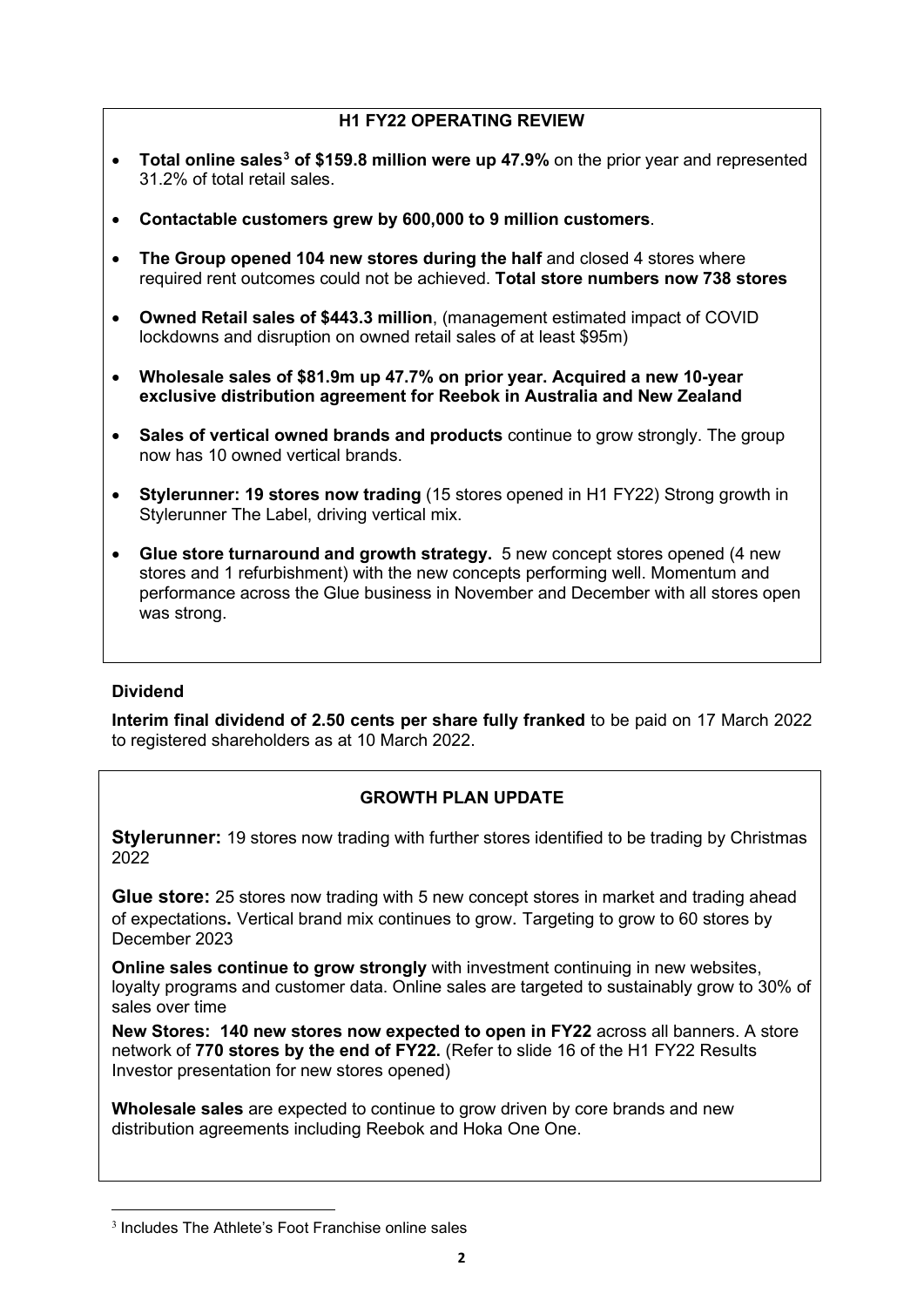## H1 FY22 OPERATING REVIEW

- **Total online sales[3] of $159.8 million were up 47.9%** on the prior year and represented 31.2% of total retail sales.
- **Contactable customers grew by 600,000 to 9 million customers**.
- **The Group opened 104 new stores during the half** and closed 4 stores where required rent outcomes could not be achieved. **Total store numbers now 738 stores**
- **Owned Retail sales of $443.3 million**, (management estimated impact of COVID lockdowns and disruption on owned retail sales of at least $95m)
- **Wholesale sales of $81.9m up 47.7% on prior year. Acquired a new 10-year exclusive distribution agreement for Reebok in Australia and New Zealand**
- **Sales of vertical owned brands and products** continue to grow strongly. The group now has 10 owned vertical brands.
- **Stylerunner: 19 stores now trading** (15 stores opened in H1 FY22) Strong growth in Stylerunner The Label, driving vertical mix.
- **Glue store turnaround and growth strategy.** 5 new concept stores opened (4 new stores and 1 refurbishment) with the new concepts performing well. Momentum and performance across the Glue business in November and December with all stores open was strong.

### Dividend

**Interim final dividend of 2.50 cents per share fully franked** to be paid on 17 March 2022 to registered shareholders as at 10 March 2022.

## GROWTH PLAN UPDATE

**Stylerunner:** 19 stores now trading with further stores identified to be trading by Christmas 2022

**Glue store:** 25 stores now trading with 5 new concept stores in market and trading ahead of expectations**.** Vertical brand mix continues to grow. Targeting to grow to 60 stores by December 2023

**Online sales continue to grow strongly** with investment continuing in new websites, loyalty programs and customer data. Online sales are targeted to sustainably grow to 30% of sales over time

**New Stores: 140 new stores now expected to open in FY22** across all banners. A store network of **770 stores by the end of FY22.** (Refer to slide 16 of the H1 FY22 Results Investor presentation for new stores opened)

**Wholesale sales** are expected to continue to grow driven by core brands and new distribution agreements including Reebok and Hoka One One.

[3] Includes The Athlete's Foot Franchise online sales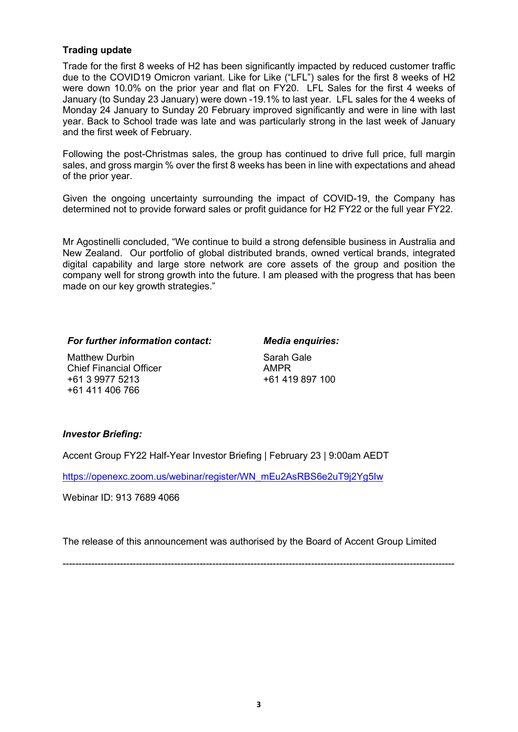**Trading update**

Trade for the first 8 weeks of H2 has been significantly impacted by reduced customer traffic due to the COVID19 Omicron variant. Like for Like ("LFL") sales for the first 8 weeks of H2 were down 10.0% on the prior year and flat on FY20. LFL Sales for the first 4 weeks of January (to Sunday 23 January) were down -19.1% to last year. LFL sales for the 4 weeks of Monday 24 January to Sunday 20 February improved significantly and were in line with last year. Back to School trade was late and was particularly strong in the last week of January and the first week of February.

Following the post-Christmas sales, the group has continued to drive full price, full margin sales, and gross margin % over the first 8 weeks has been in line with expectations and ahead of the prior year.

Given the ongoing uncertainty surrounding the impact of COVID-19, the Company has determined not to provide forward sales or profit guidance for H2 FY22 or the full year FY22.

Mr Agostinelli concluded, "We continue to build a strong defensible business in Australia and New Zealand. Our portfolio of global distributed brands, owned vertical brands, integrated digital capability and large store network are core assets of the group and position the company well for strong growth into the future. I am pleased with the progress that has been made on our key growth strategies."

***For further information contact:***

Matthew Durbin
Chief Financial Officer
+61 3 9977 5213
+61 411 406 766

***Media enquiries:***

Sarah Gale
AMPR
+61 419 897 100

***Investor Briefing:***

Accent Group FY22 Half-Year Investor Briefing | February 23 | 9:00am AEDT

https://openexc.zoom.us/webinar/register/WN_mEu2AsRBS6e2uT9j2Yg5Iw

Webinar ID: 913 7689 4066

The release of this announcement was authorised by the Board of Accent Group Limited

---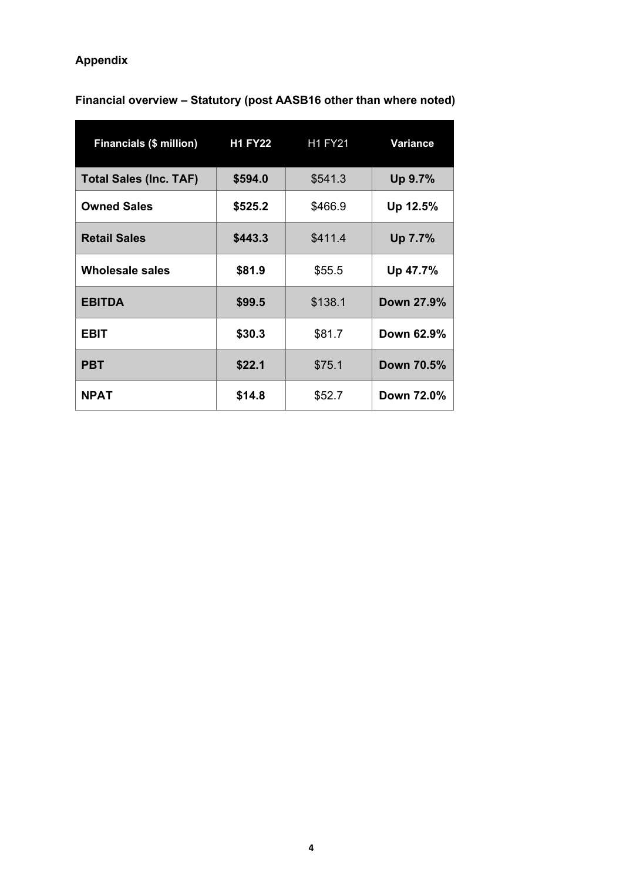## Appendix

### Financial overview – Statutory (post AASB16 other than where noted)

| Financials ($ million) | H1 FY22 | H1 FY21 | Variance |
|---|---|---|---|
| **Total Sales (Inc. TAF)** | **$594.0** | $541.3 | **Up 9.7%** |
| **Owned Sales** | **$525.2** | $466.9 | **Up 12.5%** |
| **Retail Sales** | **$443.3** | $411.4 | **Up 7.7%** |
| **Wholesale sales** | **$81.9** | $55.5 | **Up 47.7%** |
| **EBITDA** | **$99.5** | $138.1 | **Down 27.9%** |
| **EBIT** | **$30.3** | $81.7 | **Down 62.9%** |
| **PBT** | **$22.1** | $75.1 | **Down 70.5%** |
| **NPAT** | **$14.8** | $52.7 | **Down 72.0%** |